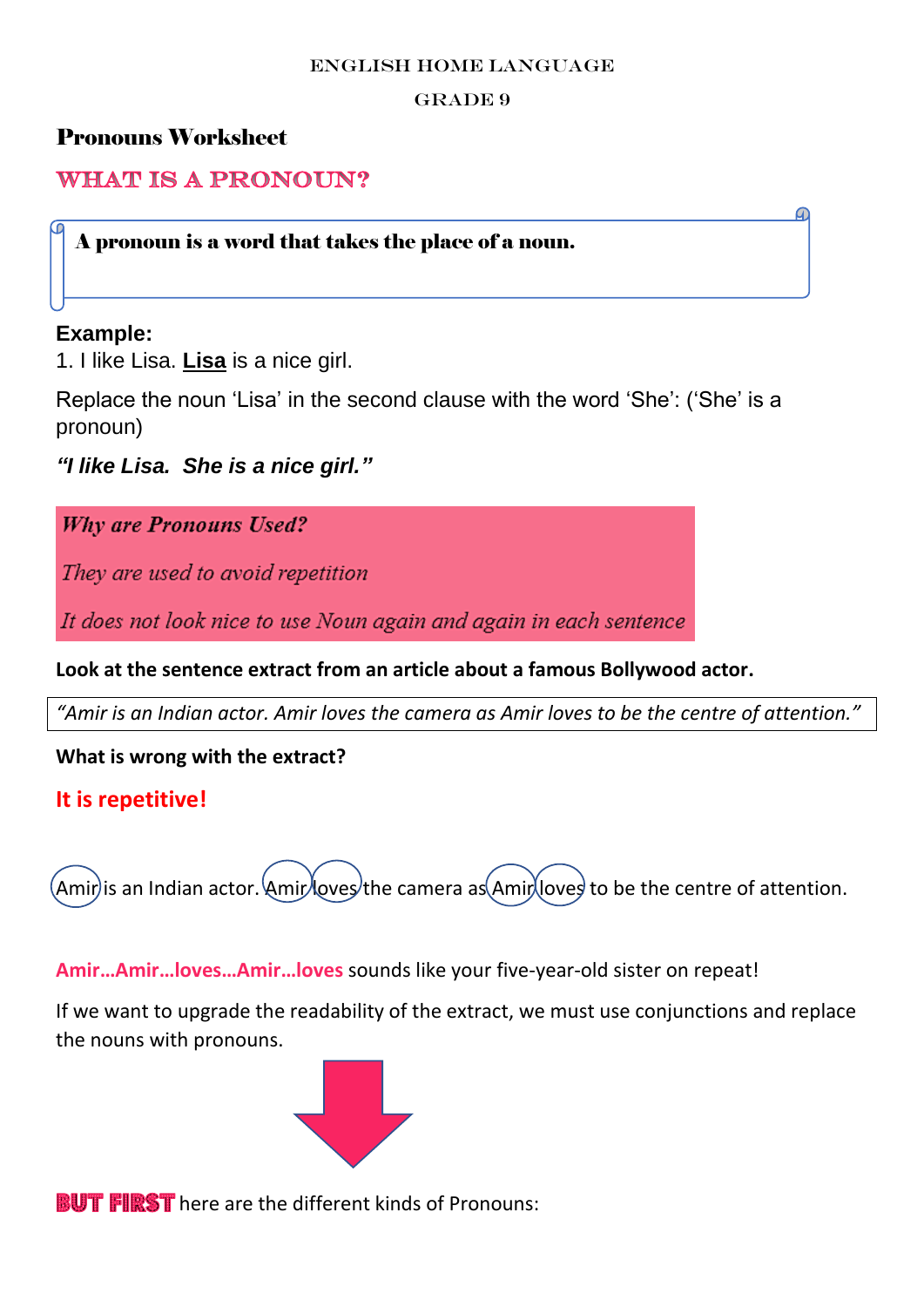ENGLISH HOME LANGUAGE

GRADE 9

# Pronouns Worksheet

## WHAT IS A PRONOUN?

> **A pronoun is a word that takes the place of a noun.**

**Example:**

1. I like Lisa. **<u>Lisa</u>** is a nice girl.

Replace the noun 'Lisa' in the second clause with the word 'She': ('She' is a pronoun)

***"I like Lisa.  She is a nice girl."***

***Why are Pronouns Used?***

*They are used to avoid repetition*

*It does not look nice to use Noun again and again in each sentence*

**Look at the sentence extract from an article about a famous Bollywood actor.**

*"Amir is an Indian actor. Amir loves the camera as Amir loves to be the centre of attention."*

**What is wrong with the extract?**

**It is repetitive!**

Amir is an Indian actor. Amir loves the camera as Amir loves to be the centre of attention.

**Amir…Amir…loves…Amir…loves** sounds like your five-year-old sister on repeat!

If we want to upgrade the readability of the extract, we must use conjunctions and replace the nouns with pronouns.

**BUT FIRST** here are the different kinds of Pronouns: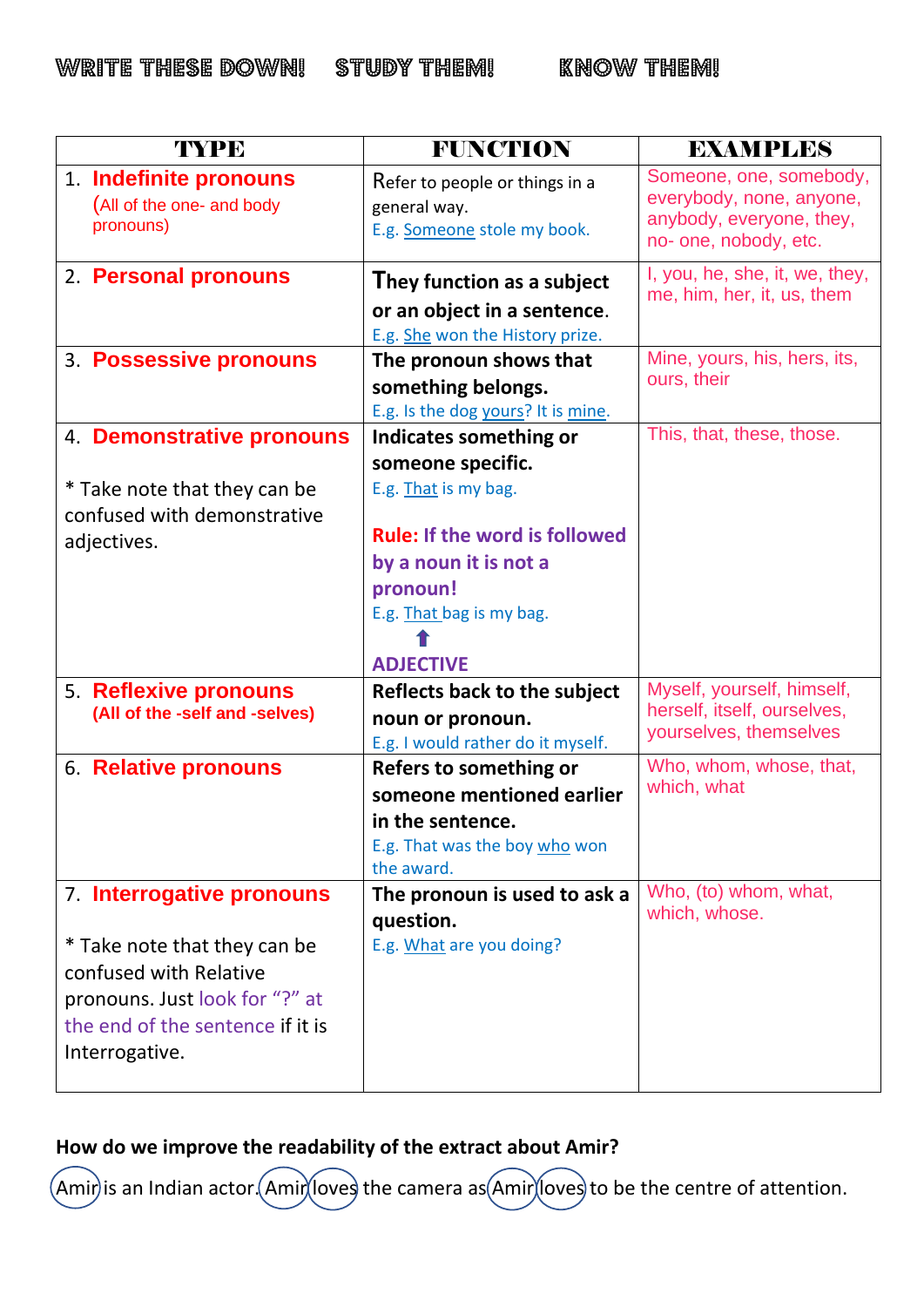WRITE THESE DOWN! STUDY THEM! KNOW THEM!

| TYPE | FUNCTION | EXAMPLES |
|---|---|---|
| 1. **Indefinite pronouns** (All of the one- and body pronouns) | Refer to people or things in a general way. E.g. Someone stole my book. | Someone, one, somebody, everybody, none, anyone, anybody, everyone, they, no- one, nobody, etc. |
| 2. **Personal pronouns** | **They function as a subject or an object in a sentence.** E.g. She won the History prize. | I, you, he, she, it, we, they, me, him, her, it, us, them |
| 3. **Possessive pronouns** | **The pronoun shows that something belongs.** E.g. Is the dog yours? It is mine. | Mine, yours, his, hers, its, ours, their |
| 4. **Demonstrative pronouns** * Take note that they can be confused with demonstrative adjectives. | **Indicates something or someone specific.** E.g. That is my bag. **Rule: If the word is followed by a noun it is not a pronoun!** E.g. That bag is my bag. ⬆ **ADJECTIVE** | This, that, these, those. |
| 5. **Reflexive pronouns** **(All of the -self and -selves)** | **Reflects back to the subject noun or pronoun.** E.g. I would rather do it myself. | Myself, yourself, himself, herself, itself, ourselves, yourselves, themselves |
| 6. **Relative pronouns** | **Refers to something or someone mentioned earlier in the sentence.** E.g. That was the boy who won the award. | Who, whom, whose, that, which, what |
| 7. **Interrogative pronouns** * Take note that they can be confused with Relative pronouns. Just look for "?" at the end of the sentence if it is Interrogative. | **The pronoun is used to ask a question.** E.g. What are you doing? | Who, (to) whom, what, which, whose. |

**How do we improve the readability of the extract about Amir?**

Amir is an Indian actor. Amir loves the camera as Amir loves to be the centre of attention.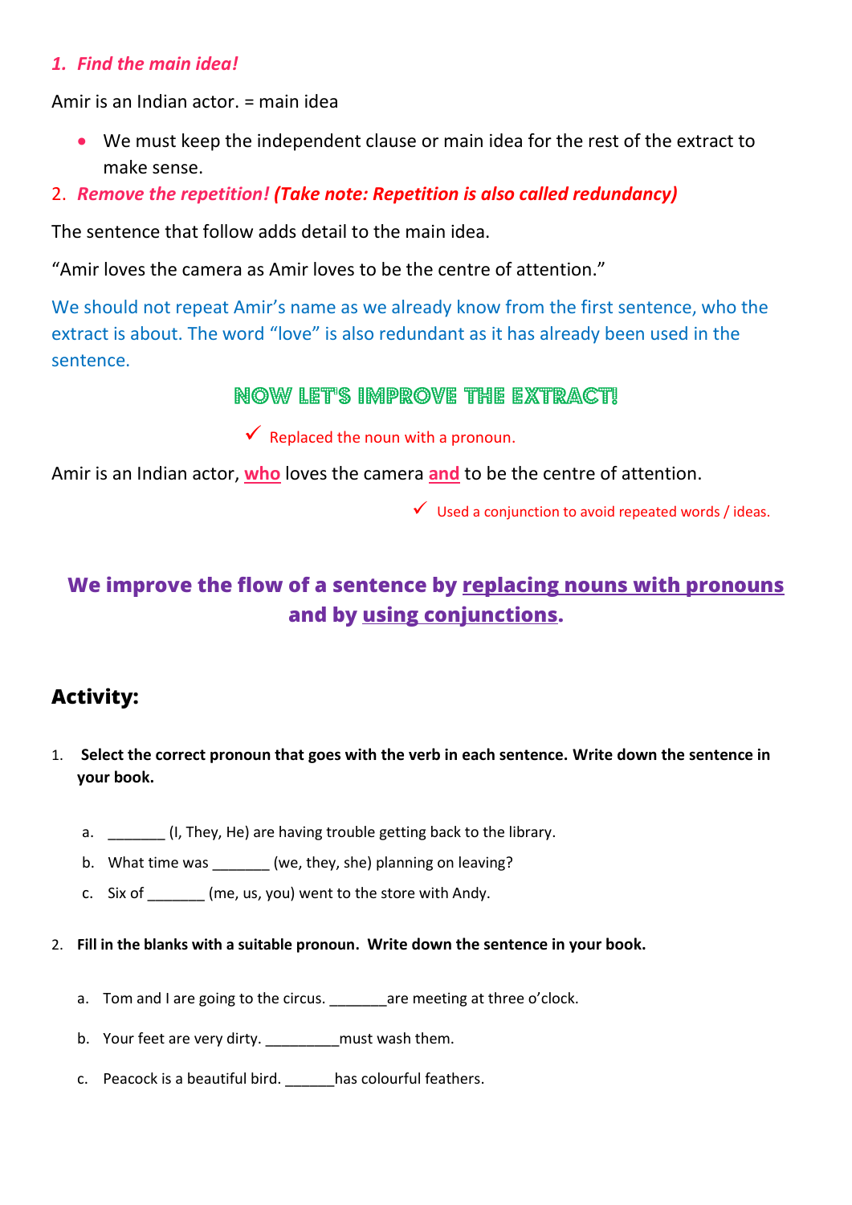1. ***Find the main idea!***

Amir is an Indian actor. = main idea

- We must keep the independent clause or main idea for the rest of the extract to make sense.

2. ***Remove the repetition! (Take note: Repetition is also called redundancy)***

The sentence that follow adds detail to the main idea.

"Amir loves the camera as Amir loves to be the centre of attention."

We should not repeat Amir's name as we already know from the first sentence, who the extract is about. The word "love" is also redundant as it has already been used in the sentence.

## NOW LET'S IMPROVE THE EXTRACT!

✓ Replaced the noun with a pronoun.

Amir is an Indian actor, who loves the camera and to be the centre of attention.

✓ Used a conjunction to avoid repeated words / ideas.

**We improve the flow of a sentence by replacing nouns with pronouns and by using conjunctions.**

## Activity:

1. **Select the correct pronoun that goes with the verb in each sentence. Write down the sentence in your book.**

   a. _______ (I, They, He) are having trouble getting back to the library.

   b. What time was _______ (we, they, she) planning on leaving?

   c. Six of _______ (me, us, you) went to the store with Andy.

2. **Fill in the blanks with a suitable pronoun. Write down the sentence in your book.**

   a. Tom and I are going to the circus. _______are meeting at three o'clock.

   b. Your feet are very dirty. _________must wash them.

   c. Peacock is a beautiful bird. ______has colourful feathers.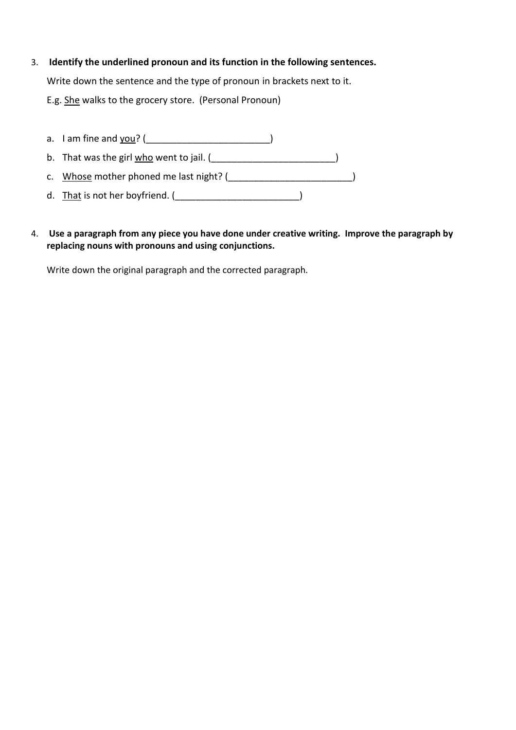3. **Identify the underlined pronoun and its function in the following sentences.**

   Write down the sentence and the type of pronoun in brackets next to it.

   E.g. <u>She</u> walks to the grocery store. (Personal Pronoun)

   a. I am fine and <u>you</u>? (________________________)
   b. That was the girl <u>who</u> went to jail. (________________________)
   c. <u>Whose</u> mother phoned me last night? (________________________)
   d. <u>That</u> is not her boyfriend. (________________________)

4. **Use a paragraph from any piece you have done under creative writing. Improve the paragraph by replacing nouns with pronouns and using conjunctions.**

   Write down the original paragraph and the corrected paragraph.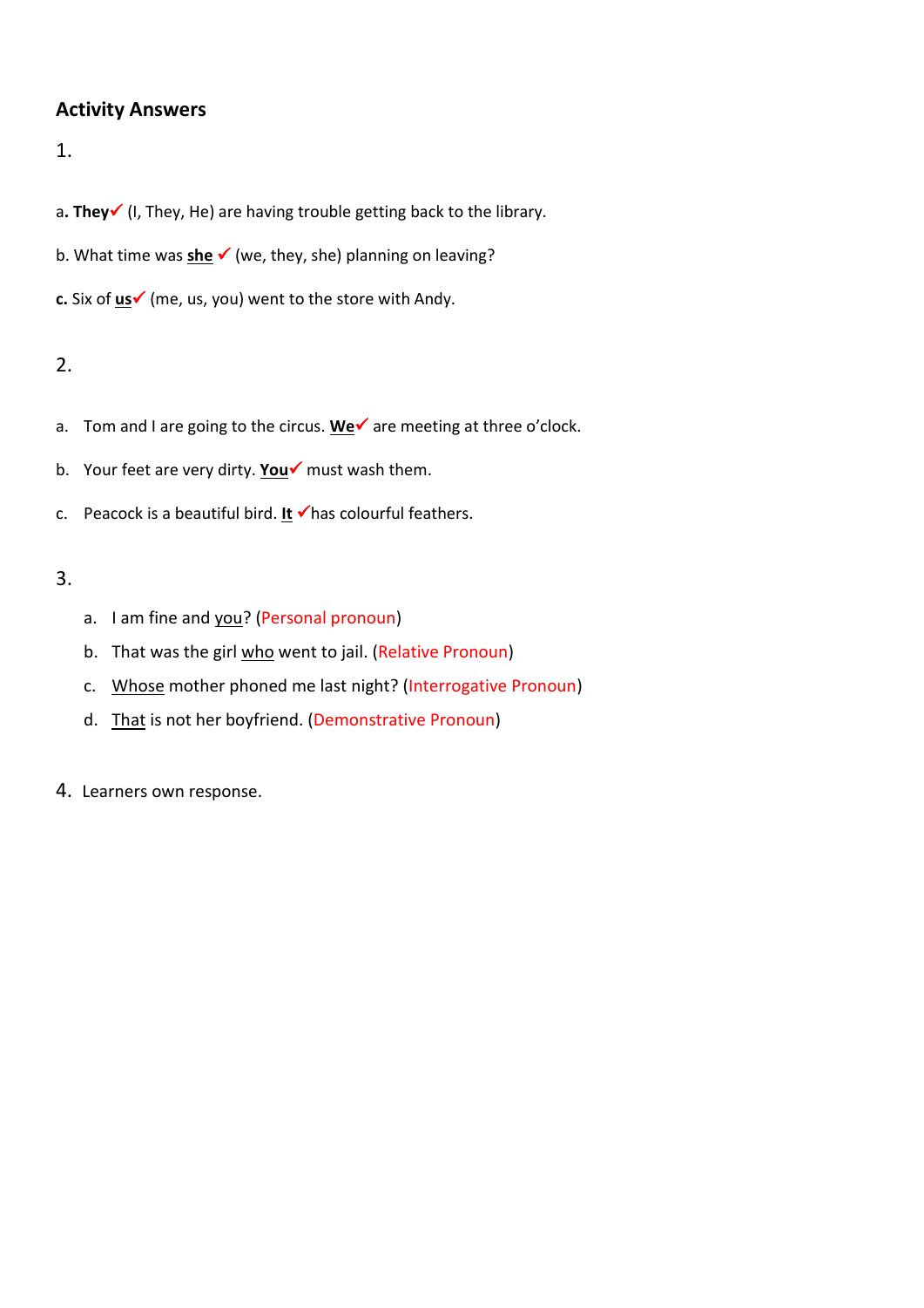### Activity Answers

1.

a**. They**✓ (I, They, He) are having trouble getting back to the library.

b. What time was **she** ✓ (we, they, she) planning on leaving?

**c.** Six of **us**✓ (me, us, you) went to the store with Andy.

2.

a. Tom and I are going to the circus. **We**✓ are meeting at three o'clock.

b. Your feet are very dirty. **You**✓ must wash them.

c. Peacock is a beautiful bird. **It** ✓has colourful feathers.

3.

a. I am fine and you? (Personal pronoun)
b. That was the girl who went to jail. (Relative Pronoun)
c. Whose mother phoned me last night? (Interrogative Pronoun)
d. That is not her boyfriend. (Demonstrative Pronoun)

4. Learners own response.